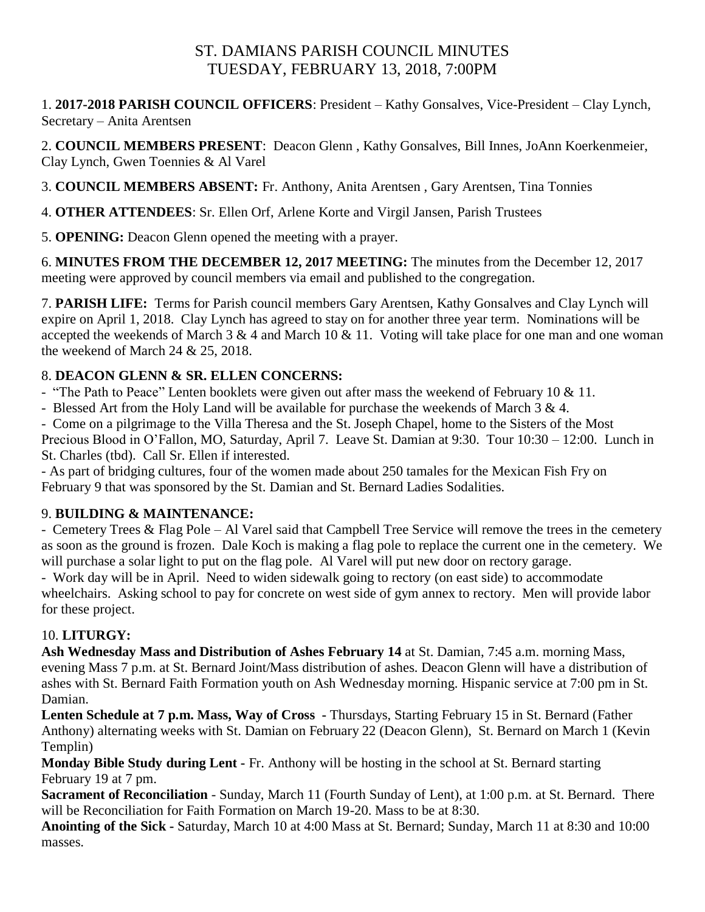# ST. DAMIANS PARISH COUNCIL MINUTES
## TUESDAY, FEBRUARY 13, 2018, 7:00PM

1. **2017-2018 PARISH COUNCIL OFFICERS**: President – Kathy Gonsalves, Vice-President – Clay Lynch, Secretary – Anita Arentsen

2. **COUNCIL MEMBERS PRESENT**: Deacon Glenn , Kathy Gonsalves, Bill Innes, JoAnn Koerkenmeier, Clay Lynch, Gwen Toennies & Al Varel

3. **COUNCIL MEMBERS ABSENT:** Fr. Anthony, Anita Arentsen , Gary Arentsen, Tina Tonnies

4. **OTHER ATTENDEES**: Sr. Ellen Orf, Arlene Korte and Virgil Jansen, Parish Trustees

5. **OPENING:** Deacon Glenn opened the meeting with a prayer.

6. **MINUTES FROM THE DECEMBER 12, 2017 MEETING:** The minutes from the December 12, 2017 meeting were approved by council members via email and published to the congregation.

7. **PARISH LIFE:** Terms for Parish council members Gary Arentsen, Kathy Gonsalves and Clay Lynch will expire on April 1, 2018. Clay Lynch has agreed to stay on for another three year term. Nominations will be accepted the weekends of March 3 & 4 and March 10 & 11. Voting will take place for one man and one woman the weekend of March 24 & 25, 2018.

### 8. DEACON GLENN & SR. ELLEN CONCERNS:

- "The Path to Peace" Lenten booklets were given out after mass the weekend of February 10 & 11.
- Blessed Art from the Holy Land will be available for purchase the weekends of March 3 & 4.
- Come on a pilgrimage to the Villa Theresa and the St. Joseph Chapel, home to the Sisters of the Most Precious Blood in O'Fallon, MO, Saturday, April 7. Leave St. Damian at 9:30. Tour 10:30 – 12:00. Lunch in St. Charles (tbd). Call Sr. Ellen if interested.
- As part of bridging cultures, four of the women made about 250 tamales for the Mexican Fish Fry on February 9 that was sponsored by the St. Damian and St. Bernard Ladies Sodalities.

### 9. BUILDING & MAINTENANCE:

- Cemetery Trees & Flag Pole – Al Varel said that Campbell Tree Service will remove the trees in the cemetery as soon as the ground is frozen. Dale Koch is making a flag pole to replace the current one in the cemetery. We will purchase a solar light to put on the flag pole. Al Varel will put new door on rectory garage.
- Work day will be in April. Need to widen sidewalk going to rectory (on east side) to accommodate wheelchairs. Asking school to pay for concrete on west side of gym annex to rectory. Men will provide labor for these project.

### 10. LITURGY:

**Ash Wednesday Mass and Distribution of Ashes February 14** at St. Damian, 7:45 a.m. morning Mass, evening Mass 7 p.m. at St. Bernard Joint/Mass distribution of ashes. Deacon Glenn will have a distribution of ashes with St. Bernard Faith Formation youth on Ash Wednesday morning. Hispanic service at 7:00 pm in St. Damian.

**Lenten Schedule at 7 p.m. Mass, Way of Cross** - Thursdays, Starting February 15 in St. Bernard (Father Anthony) alternating weeks with St. Damian on February 22 (Deacon Glenn), St. Bernard on March 1 (Kevin Templin)

**Monday Bible Study during Lent -** Fr. Anthony will be hosting in the school at St. Bernard starting February 19 at 7 pm.

**Sacrament of Reconciliation** - Sunday, March 11 (Fourth Sunday of Lent), at 1:00 p.m. at St. Bernard. There will be Reconciliation for Faith Formation on March 19-20. Mass to be at 8:30.

**Anointing of the Sick -** Saturday, March 10 at 4:00 Mass at St. Bernard; Sunday, March 11 at 8:30 and 10:00 masses.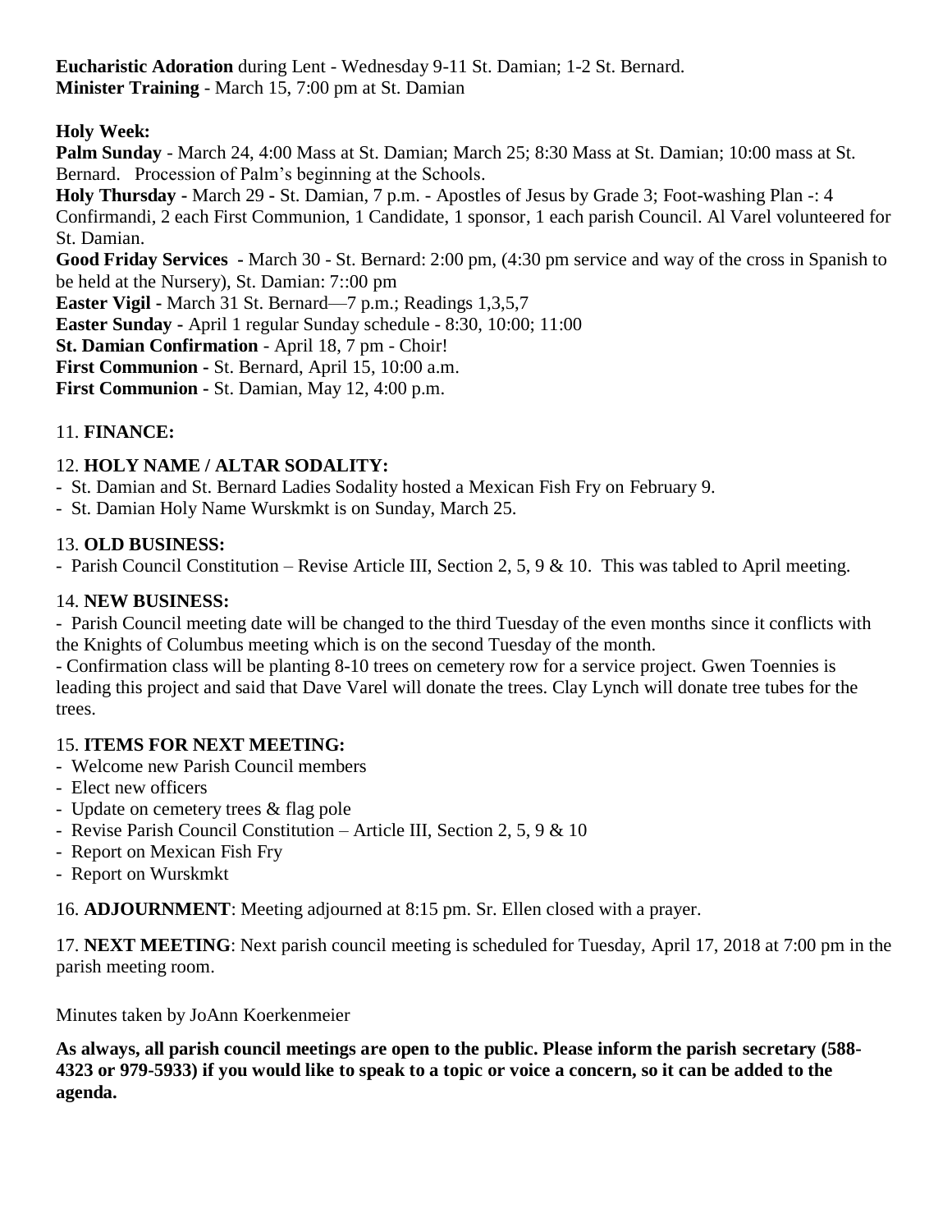**Eucharistic Adoration** during Lent - Wednesday 9-11 St. Damian; 1-2 St. Bernard.
**Minister Training** - March 15, 7:00 pm at St. Damian

**Holy Week:**
**Palm Sunday** - March 24, 4:00 Mass at St. Damian; March 25; 8:30 Mass at St. Damian; 10:00 mass at St. Bernard. Procession of Palm's beginning at the Schools.
**Holy Thursday** - March 29 - St. Damian, 7 p.m. - Apostles of Jesus by Grade 3; Foot-washing Plan -: 4 Confirmandi, 2 each First Communion, 1 Candidate, 1 sponsor, 1 each parish Council. Al Varel volunteered for St. Damian.
**Good Friday Services** - March 30 - St. Bernard: 2:00 pm, (4:30 pm service and way of the cross in Spanish to be held at the Nursery), St. Damian: 7::00 pm
**Easter Vigil** - March 31 St. Bernard—7 p.m.; Readings 1,3,5,7
**Easter Sunday** - April 1 regular Sunday schedule - 8:30, 10:00; 11:00
**St. Damian Confirmation** - April 18, 7 pm - Choir!
**First Communion** - St. Bernard, April 15, 10:00 a.m.
**First Communion** - St. Damian, May 12, 4:00 p.m.

11. **FINANCE:**

12. **HOLY NAME / ALTAR SODALITY:**
- St. Damian and St. Bernard Ladies Sodality hosted a Mexican Fish Fry on February 9.
- St. Damian Holy Name Wurskmkt is on Sunday, March 25.

13. **OLD BUSINESS:**
- Parish Council Constitution – Revise Article III, Section 2, 5, 9 & 10. This was tabled to April meeting.

14. **NEW BUSINESS:**
- Parish Council meeting date will be changed to the third Tuesday of the even months since it conflicts with the Knights of Columbus meeting which is on the second Tuesday of the month.
- Confirmation class will be planting 8-10 trees on cemetery row for a service project. Gwen Toennies is leading this project and said that Dave Varel will donate the trees. Clay Lynch will donate tree tubes for the trees.

15. **ITEMS FOR NEXT MEETING:**
- Welcome new Parish Council members
- Elect new officers
- Update on cemetery trees & flag pole
- Revise Parish Council Constitution – Article III, Section 2, 5, 9 & 10
- Report on Mexican Fish Fry
- Report on Wurskmkt

16. **ADJOURNMENT**: Meeting adjourned at 8:15 pm. Sr. Ellen closed with a prayer.

17. **NEXT MEETING**: Next parish council meeting is scheduled for Tuesday, April 17, 2018 at 7:00 pm in the parish meeting room.

Minutes taken by JoAnn Koerkenmeier

**As always, all parish council meetings are open to the public. Please inform the parish secretary (588-4323 or 979-5933) if you would like to speak to a topic or voice a concern, so it can be added to the agenda.**